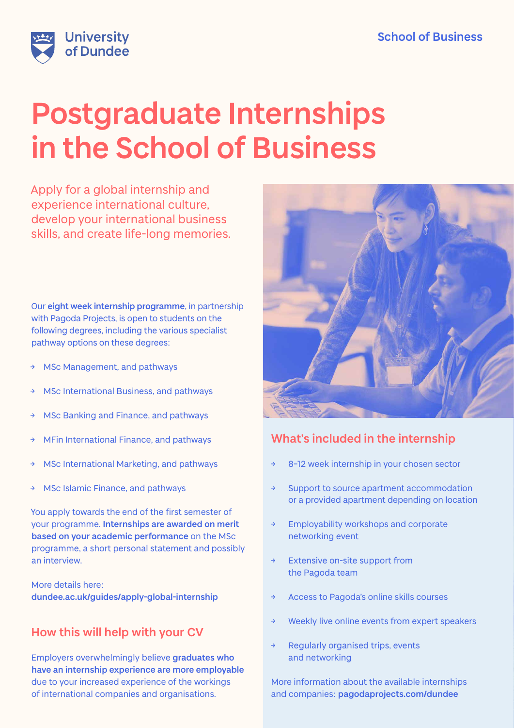University of Dundee

School of Business

# Postgraduate Internships in the School of Business

Apply for a global internship and experience international culture, develop your international business skills, and create life-long memories.

Our **eight week internship programme**, in partnership with Pagoda Projects, is open to students on the following degrees, including the various specialist pathway options on these degrees:

- MSc Management, and pathways
- MSc International Business, and pathways
- MSc Banking and Finance, and pathways
- MFin International Finance, and pathways
- MSc International Marketing, and pathways
- MSc Islamic Finance, and pathways

You apply towards the end of the first semester of your programme. **Internships are awarded on merit based on your academic performance** on the MSc programme, a short personal statement and possibly an interview.

More details here:
**dundee.ac.uk/guides/apply-global-internship**

## How this will help with your CV

Employers overwhelmingly believe **graduates who have an internship experience are more employable** due to your increased experience of the workings of international companies and organisations.

## What's included in the internship

- 8–12 week internship in your chosen sector
- Support to source apartment accommodation or a provided apartment depending on location
- Employability workshops and corporate networking event
- Extensive on-site support from the Pagoda team
- Access to Pagoda's online skills courses
- Weekly live online events from expert speakers
- Regularly organised trips, events and networking

More information about the available internships and companies: **pagodaprojects.com/dundee**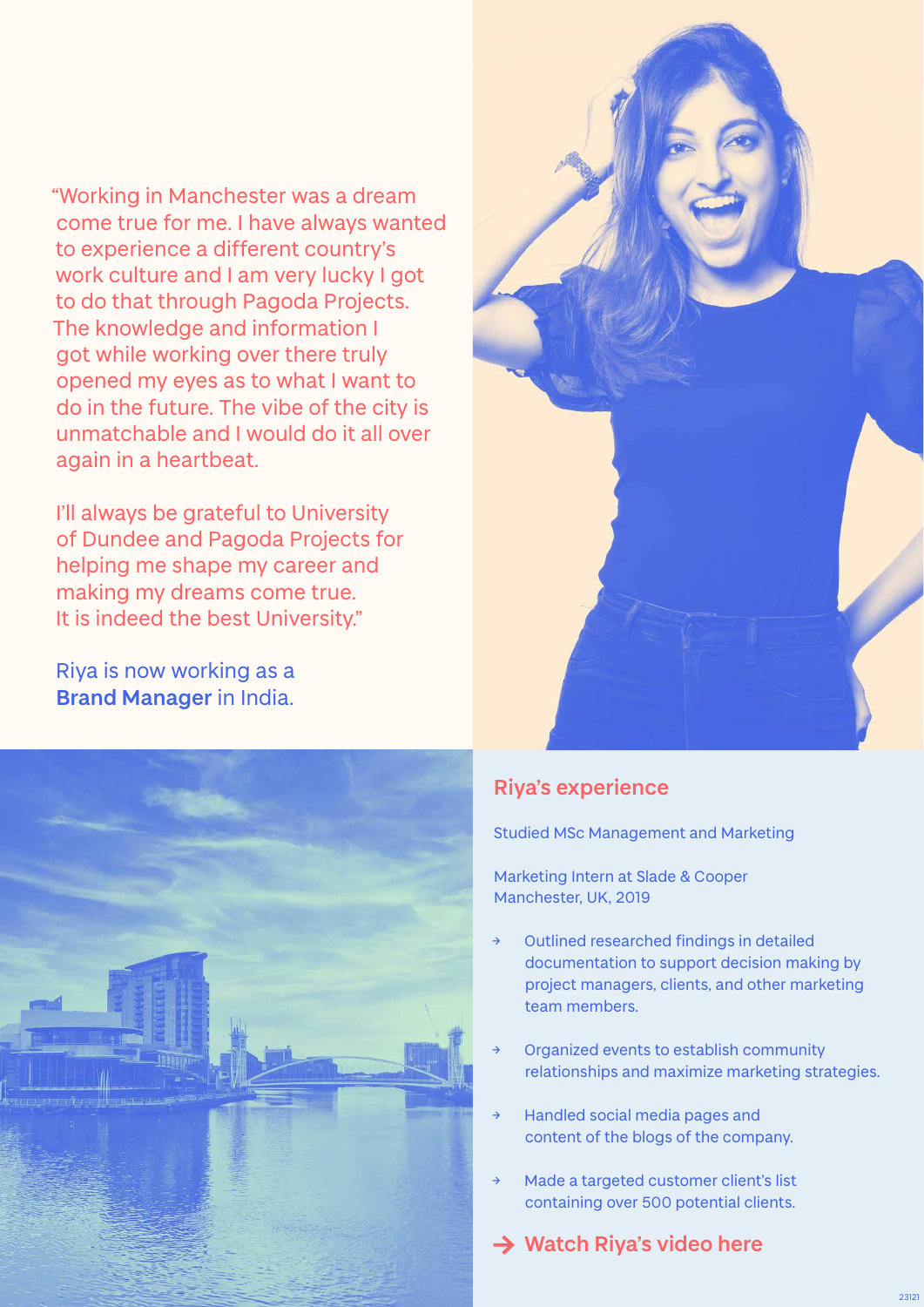"Working in Manchester was a dream come true for me. I have always wanted to experience a different country's work culture and I am very lucky I got to do that through Pagoda Projects. The knowledge and information I got while working over there truly opened my eyes as to what I want to do in the future. The vibe of the city is unmatchable and I would do it all over again in a heartbeat.

I'll always be grateful to University of Dundee and Pagoda Projects for helping me shape my career and making my dreams come true. It is indeed the best University."

Riya is now working as a **Brand Manager** in India.

## Riya's experience

Studied MSc Management and Marketing

Marketing Intern at Slade & Cooper
Manchester, UK, 2019

- Outlined researched findings in detailed documentation to support decision making by project managers, clients, and other marketing team members.
- Organized events to establish community relationships and maximize marketing strategies.
- Handled social media pages and content of the blogs of the company.
- Made a targeted customer client's list containing over 500 potential clients.

**→ Watch Riya's video here**